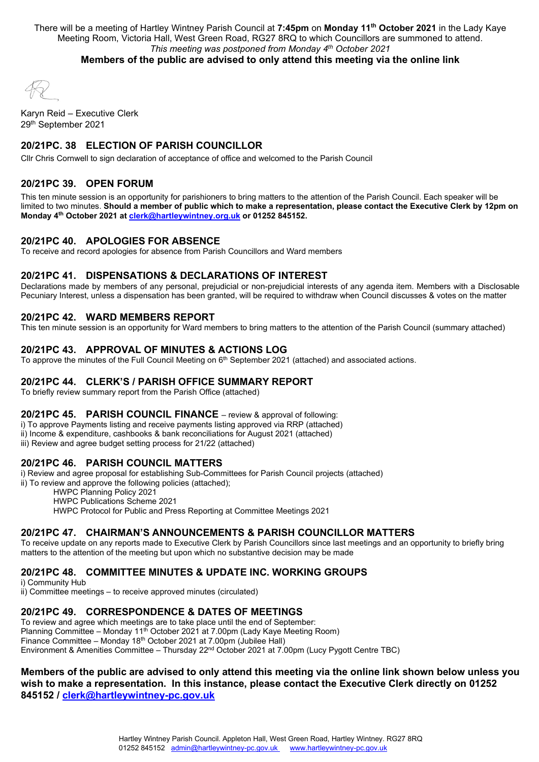There will be a meeting of Hartley Wintney Parish Council at **7:45pm** on **Monday 11th October 2021** in the Lady Kaye Meeting Room, Victoria Hall, West Green Road, RG27 8RQ to which Councillors are summoned to attend.
*This meeting was postponed from Monday 4th October 2021*
**Members of the public are advised to only attend this meeting via the online link**

Karyn Reid – Executive Clerk
29th September 2021

## 20/21PC. 38 ELECTION OF PARISH COUNCILLOR

Cllr Chris Cornwell to sign declaration of acceptance of office and welcomed to the Parish Council

## 20/21PC 39. OPEN FORUM

This ten minute session is an opportunity for parishioners to bring matters to the attention of the Parish Council. Each speaker will be limited to two minutes. **Should a member of public which to make a representation, please contact the Executive Clerk by 12pm on Monday 4th October 2021 at clerk@hartleywintney.org.uk or 01252 845152.**

## 20/21PC 40. APOLOGIES FOR ABSENCE

To receive and record apologies for absence from Parish Councillors and Ward members

## 20/21PC 41. DISPENSATIONS & DECLARATIONS OF INTEREST

Declarations made by members of any personal, prejudicial or non-prejudicial interests of any agenda item. Members with a Disclosable Pecuniary Interest, unless a dispensation has been granted, will be required to withdraw when Council discusses & votes on the matter

## 20/21PC 42. WARD MEMBERS REPORT

This ten minute session is an opportunity for Ward members to bring matters to the attention of the Parish Council (summary attached)

## 20/21PC 43. APPROVAL OF MINUTES & ACTIONS LOG

To approve the minutes of the Full Council Meeting on 6th September 2021 (attached) and associated actions.

## 20/21PC 44. CLERK'S / PARISH OFFICE SUMMARY REPORT

To briefly review summary report from the Parish Office (attached)

## 20/21PC 45. PARISH COUNCIL FINANCE – review & approval of following:

i) To approve Payments listing and receive payments listing approved via RRP (attached)
ii) Income & expenditure, cashbooks & bank reconciliations for August 2021 (attached)
iii) Review and agree budget setting process for 21/22 (attached)

## 20/21PC 46. PARISH COUNCIL MATTERS

i) Review and agree proposal for establishing Sub-Committees for Parish Council projects (attached)
ii) To review and approve the following policies (attached);
- HWPC Planning Policy 2021
- HWPC Publications Scheme 2021
- HWPC Protocol for Public and Press Reporting at Committee Meetings 2021

## 20/21PC 47. CHAIRMAN'S ANNOUNCEMENTS & PARISH COUNCILLOR MATTERS

To receive update on any reports made to Executive Clerk by Parish Councillors since last meetings and an opportunity to briefly bring matters to the attention of the meeting but upon which no substantive decision may be made

## 20/21PC 48. COMMITTEE MINUTES & UPDATE INC. WORKING GROUPS

i) Community Hub
ii) Committee meetings – to receive approved minutes (circulated)

## 20/21PC 49. CORRESPONDENCE & DATES OF MEETINGS

To review and agree which meetings are to take place until the end of September:
Planning Committee – Monday 11th October 2021 at 7.00pm (Lady Kaye Meeting Room)
Finance Committee – Monday 18th October 2021 at 7.00pm (Jubilee Hall)
Environment & Amenities Committee – Thursday 22nd October 2021 at 7.00pm (Lucy Pygott Centre TBC)

**Members of the public are advised to only attend this meeting via the online link shown below unless you wish to make a representation. In this instance, please contact the Executive Clerk directly on 01252 845152 / clerk@hartleywintney-pc.gov.uk**

Hartley Wintney Parish Council. Appleton Hall, West Green Road, Hartley Wintney. RG27 8RQ
01252 845152 admin@hartleywintney-pc.gov.uk www.hartleywintney-pc.gov.uk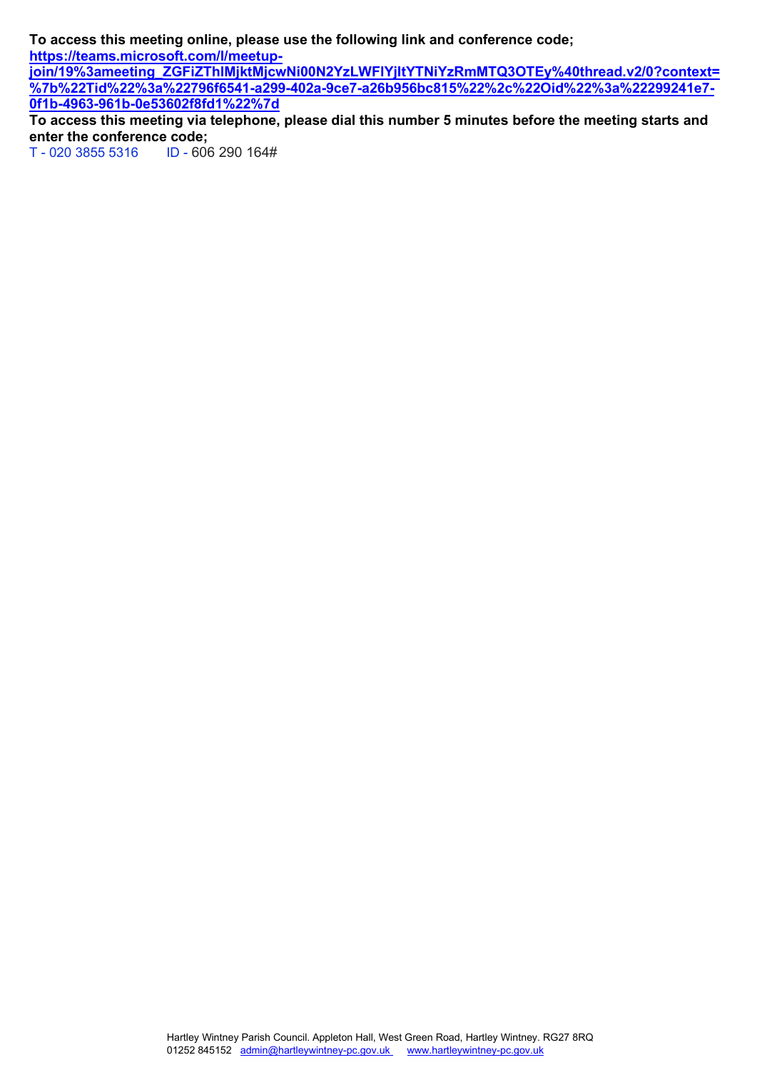**To access this meeting online, please use the following link and conference code;**
**https://teams.microsoft.com/l/meetup-join/19%3ameeting_ZGFiZThlMjktMjcwNi00N2YzLWFlYjItYTNiYzRmMTQ3OTEy%40thread.v2/0?context=%7b%22Tid%22%3a%22796f6541-a299-402a-9ce7-a26b956bc815%22%2c%22Oid%22%3a%22299241e7-0f1b-4963-961b-0e53602f8fd1%22%7d**

**To access this meeting via telephone, please dial this number 5 minutes before the meeting starts and enter the conference code;**

T - 020 3855 5316     ID - 606 290 164#

Hartley Wintney Parish Council. Appleton Hall, West Green Road, Hartley Wintney. RG27 8RQ
01252 845152  admin@hartleywintney-pc.gov.uk  www.hartleywintney-pc.gov.uk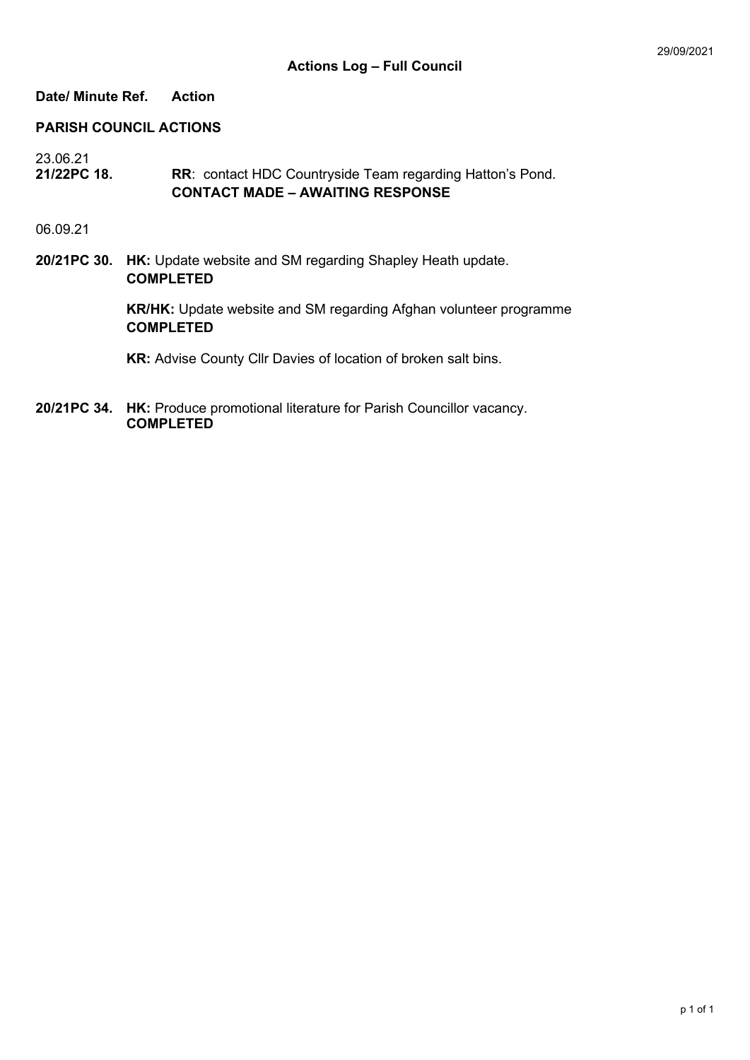29/09/2021

# Actions Log – Full Council

**Date/ Minute Ref. Action**

**PARISH COUNCIL ACTIONS**

23.06.21

**21/22PC 18.** **RR**: contact HDC Countryside Team regarding Hatton's Pond.
**CONTACT MADE – AWAITING RESPONSE**

06.09.21

**20/21PC 30.** **HK:** Update website and SM regarding Shapley Heath update.
**COMPLETED**

**KR/HK:** Update website and SM regarding Afghan volunteer programme
**COMPLETED**

**KR:** Advise County Cllr Davies of location of broken salt bins.

**20/21PC 34.** **HK:** Produce promotional literature for Parish Councillor vacancy.
**COMPLETED**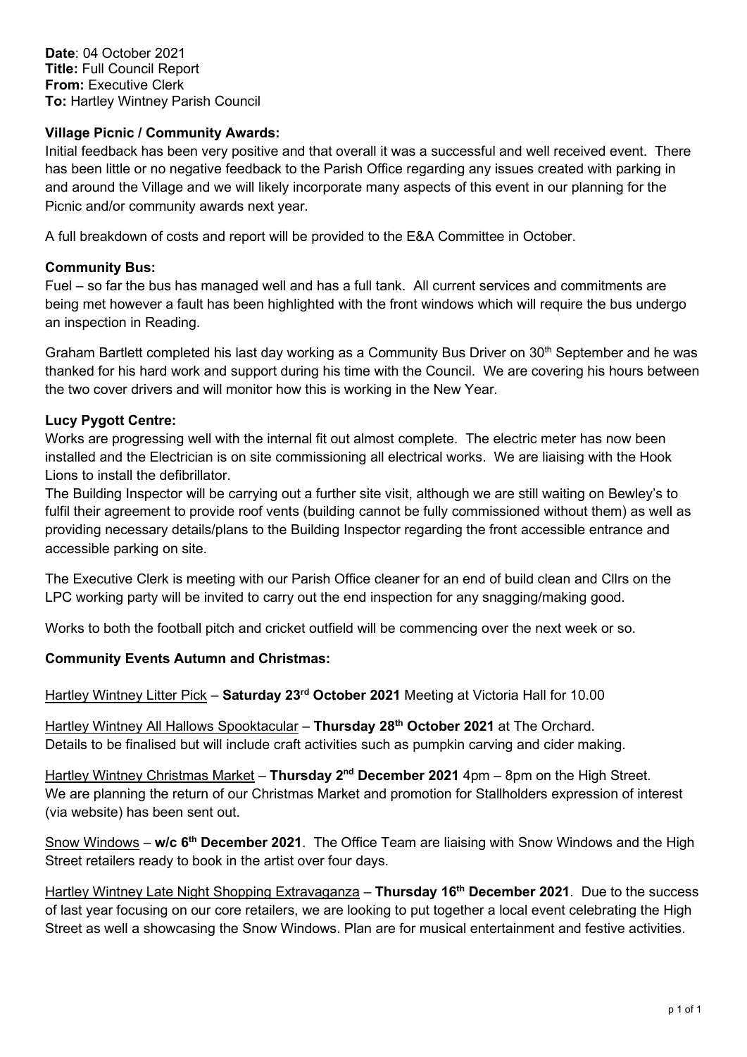**Date**: 04 October 2021
**Title:** Full Council Report
**From:** Executive Clerk
**To:** Hartley Wintney Parish Council

**Village Picnic / Community Awards:**

Initial feedback has been very positive and that overall it was a successful and well received event. There has been little or no negative feedback to the Parish Office regarding any issues created with parking in and around the Village and we will likely incorporate many aspects of this event in our planning for the Picnic and/or community awards next year.

A full breakdown of costs and report will be provided to the E&A Committee in October.

**Community Bus:**

Fuel – so far the bus has managed well and has a full tank. All current services and commitments are being met however a fault has been highlighted with the front windows which will require the bus undergo an inspection in Reading.

Graham Bartlett completed his last day working as a Community Bus Driver on 30th September and he was thanked for his hard work and support during his time with the Council. We are covering his hours between the two cover drivers and will monitor how this is working in the New Year.

**Lucy Pygott Centre:**

Works are progressing well with the internal fit out almost complete. The electric meter has now been installed and the Electrician is on site commissioning all electrical works. We are liaising with the Hook Lions to install the defibrillator.

The Building Inspector will be carrying out a further site visit, although we are still waiting on Bewley's to fulfil their agreement to provide roof vents (building cannot be fully commissioned without them) as well as providing necessary details/plans to the Building Inspector regarding the front accessible entrance and accessible parking on site.

The Executive Clerk is meeting with our Parish Office cleaner for an end of build clean and Cllrs on the LPC working party will be invited to carry out the end inspection for any snagging/making good.

Works to both the football pitch and cricket outfield will be commencing over the next week or so.

**Community Events Autumn and Christmas:**

Hartley Wintney Litter Pick – **Saturday 23rd October 2021** Meeting at Victoria Hall for 10.00

Hartley Wintney All Hallows Spooktacular – **Thursday 28th October 2021** at The Orchard.
Details to be finalised but will include craft activities such as pumpkin carving and cider making.

Hartley Wintney Christmas Market – **Thursday 2nd December 2021** 4pm – 8pm on the High Street.
We are planning the return of our Christmas Market and promotion for Stallholders expression of interest (via website) has been sent out.

Snow Windows – **w/c 6th December 2021**. The Office Team are liaising with Snow Windows and the High Street retailers ready to book in the artist over four days.

Hartley Wintney Late Night Shopping Extravaganza – **Thursday 16th December 2021**. Due to the success of last year focusing on our core retailers, we are looking to put together a local event celebrating the High Street as well a showcasing the Snow Windows. Plan are for musical entertainment and festive activities.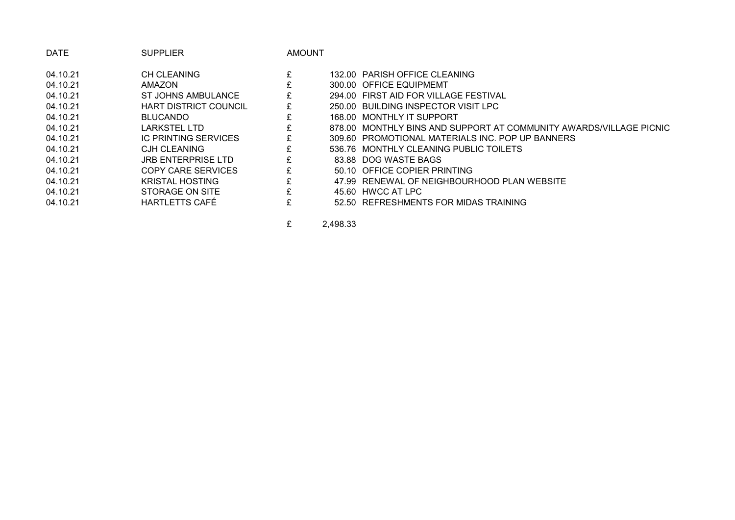| DATE | SUPPLIER | AMOUNT | | |
|---|---|---|---|---|
| 04.10.21 | CH CLEANING | £ | 132.00 | PARISH OFFICE CLEANING |
| 04.10.21 | AMAZON | £ | 300.00 | OFFICE EQUIPMEMT |
| 04.10.21 | ST JOHNS AMBULANCE | £ | 294.00 | FIRST AID FOR VILLAGE FESTIVAL |
| 04.10.21 | HART DISTRICT COUNCIL | £ | 250.00 | BUILDING INSPECTOR VISIT LPC |
| 04.10.21 | BLUCANDO | £ | 168.00 | MONTHLY IT SUPPORT |
| 04.10.21 | LARKSTEL LTD | £ | 878.00 | MONTHLY BINS AND SUPPORT AT COMMUNITY AWARDS/VILLAGE PICNIC |
| 04.10.21 | IC PRINTING SERVICES | £ | 309.60 | PROMOTIONAL MATERIALS INC. POP UP BANNERS |
| 04.10.21 | CJH CLEANING | £ | 536.76 | MONTHLY CLEANING PUBLIC TOILETS |
| 04.10.21 | JRB ENTERPRISE LTD | £ | 83.88 | DOG WASTE BAGS |
| 04.10.21 | COPY CARE SERVICES | £ | 50.10 | OFFICE COPIER PRINTING |
| 04.10.21 | KRISTAL HOSTING | £ | 47.99 | RENEWAL OF NEIGHBOURHOOD PLAN WEBSITE |
| 04.10.21 | STORAGE ON SITE | £ | 45.60 | HWCC AT LPC |
| 04.10.21 | HARTLETTS CAFÉ | £ | 52.50 | REFRESHMENTS FOR MIDAS TRAINING |
| | | £ | 2,498.33 | |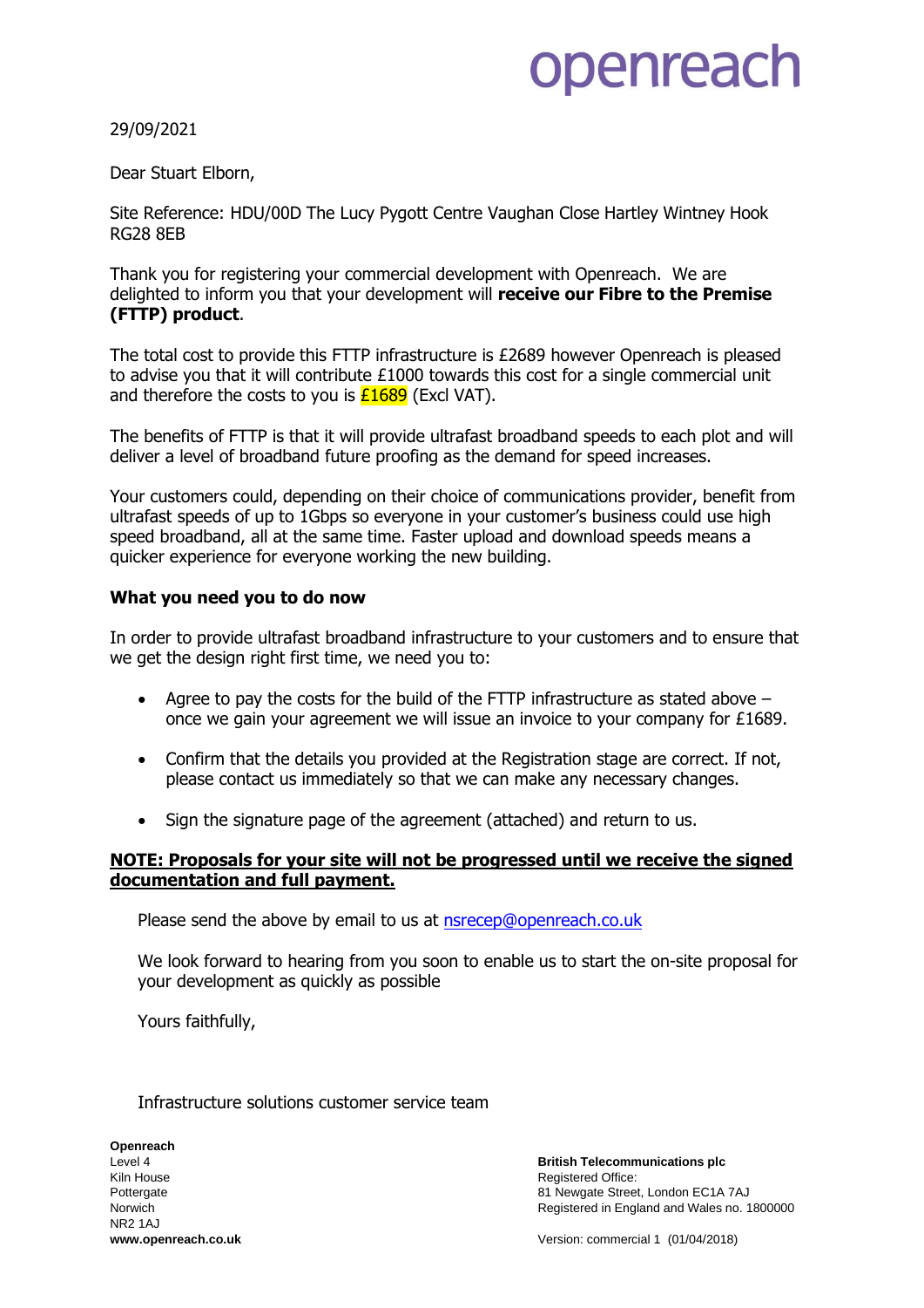openreach

29/09/2021

Dear Stuart Elborn,

Site Reference: HDU/00D The Lucy Pygott Centre Vaughan Close Hartley Wintney Hook RG28 8EB

Thank you for registering your commercial development with Openreach. We are delighted to inform you that your development will **receive our Fibre to the Premise (FTTP) product**.

The total cost to provide this FTTP infrastructure is £2689 however Openreach is pleased to advise you that it will contribute £1000 towards this cost for a single commercial unit and therefore the costs to you is £1689 (Excl VAT).

The benefits of FTTP is that it will provide ultrafast broadband speeds to each plot and will deliver a level of broadband future proofing as the demand for speed increases.

Your customers could, depending on their choice of communications provider, benefit from ultrafast speeds of up to 1Gbps so everyone in your customer's business could use high speed broadband, all at the same time. Faster upload and download speeds means a quicker experience for everyone working the new building.

**What you need you to do now**

In order to provide ultrafast broadband infrastructure to your customers and to ensure that we get the design right first time, we need you to:

- Agree to pay the costs for the build of the FTTP infrastructure as stated above – once we gain your agreement we will issue an invoice to your company for £1689.
- Confirm that the details you provided at the Registration stage are correct. If not, please contact us immediately so that we can make any necessary changes.
- Sign the signature page of the agreement (attached) and return to us.

**NOTE: Proposals for your site will not be progressed until we receive the signed documentation and full payment.**

Please send the above by email to us at nsrecep@openreach.co.uk

We look forward to hearing from you soon to enable us to start the on-site proposal for your development as quickly as possible

Yours faithfully,

Infrastructure solutions customer service team

**Openreach**
Level 4
Kiln House
Pottergate
Norwich
NR2 1AJ
**www.openreach.co.uk**

**British Telecommunications plc**
Registered Office:
81 Newgate Street, London EC1A 7AJ
Registered in England and Wales no. 1800000

Version: commercial 1 (01/04/2018)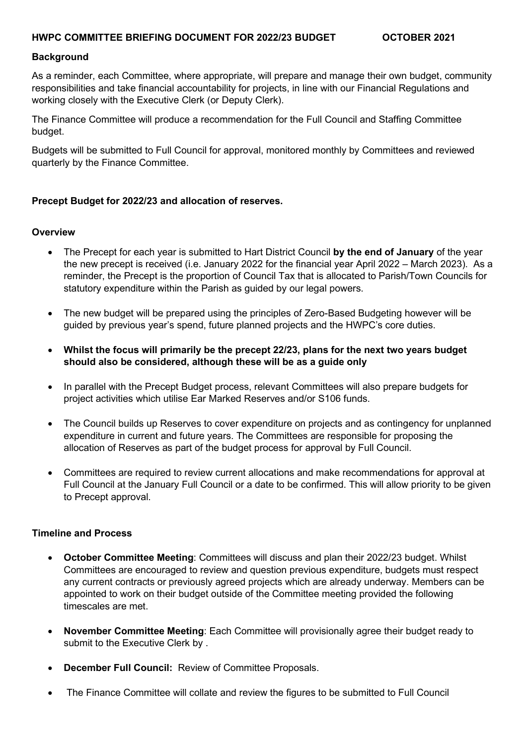**HWPC COMMITTEE BRIEFING DOCUMENT FOR 2022/23 BUDGET OCTOBER 2021**

**Background**

As a reminder, each Committee, where appropriate, will prepare and manage their own budget, community responsibilities and take financial accountability for projects, in line with our Financial Regulations and working closely with the Executive Clerk (or Deputy Clerk).

The Finance Committee will produce a recommendation for the Full Council and Staffing Committee budget.

Budgets will be submitted to Full Council for approval, monitored monthly by Committees and reviewed quarterly by the Finance Committee.

**Precept Budget for 2022/23 and allocation of reserves.**

**Overview**

- The Precept for each year is submitted to Hart District Council **by the end of January** of the year the new precept is received (i.e. January 2022 for the financial year April 2022 – March 2023). As a reminder, the Precept is the proportion of Council Tax that is allocated to Parish/Town Councils for statutory expenditure within the Parish as guided by our legal powers.
- The new budget will be prepared using the principles of Zero-Based Budgeting however will be guided by previous year's spend, future planned projects and the HWPC's core duties.
- **Whilst the focus will primarily be the precept 22/23, plans for the next two years budget should also be considered, although these will be as a guide only**
- In parallel with the Precept Budget process, relevant Committees will also prepare budgets for project activities which utilise Ear Marked Reserves and/or S106 funds.
- The Council builds up Reserves to cover expenditure on projects and as contingency for unplanned expenditure in current and future years. The Committees are responsible for proposing the allocation of Reserves as part of the budget process for approval by Full Council.
- Committees are required to review current allocations and make recommendations for approval at Full Council at the January Full Council or a date to be confirmed. This will allow priority to be given to Precept approval.

**Timeline and Process**

- **October Committee Meeting**: Committees will discuss and plan their 2022/23 budget. Whilst Committees are encouraged to review and question previous expenditure, budgets must respect any current contracts or previously agreed projects which are already underway. Members can be appointed to work on their budget outside of the Committee meeting provided the following timescales are met.
- **November Committee Meeting**: Each Committee will provisionally agree their budget ready to submit to the Executive Clerk by .
- **December Full Council:** Review of Committee Proposals.
- The Finance Committee will collate and review the figures to be submitted to Full Council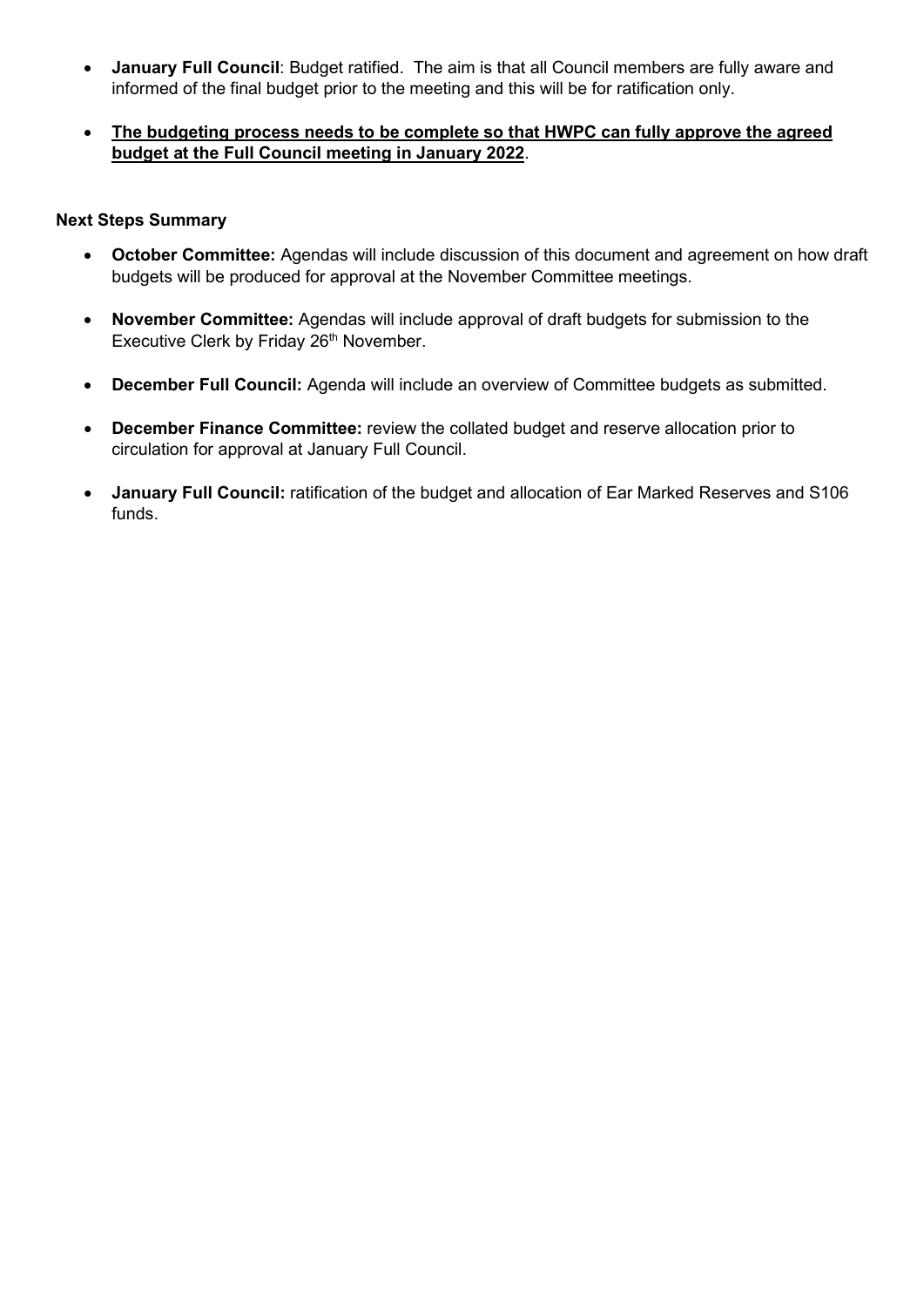- **January Full Council**: Budget ratified. The aim is that all Council members are fully aware and informed of the final budget prior to the meeting and this will be for ratification only.

- **<u>The budgeting process needs to be complete so that HWPC can fully approve the agreed budget at the Full Council meeting in January 2022</u>**.

**Next Steps Summary**

- **October Committee:** Agendas will include discussion of this document and agreement on how draft budgets will be produced for approval at the November Committee meetings.

- **November Committee:** Agendas will include approval of draft budgets for submission to the Executive Clerk by Friday 26th November.

- **December Full Council:** Agenda will include an overview of Committee budgets as submitted.

- **December Finance Committee:** review the collated budget and reserve allocation prior to circulation for approval at January Full Council.

- **January Full Council:** ratification of the budget and allocation of Ear Marked Reserves and S106 funds.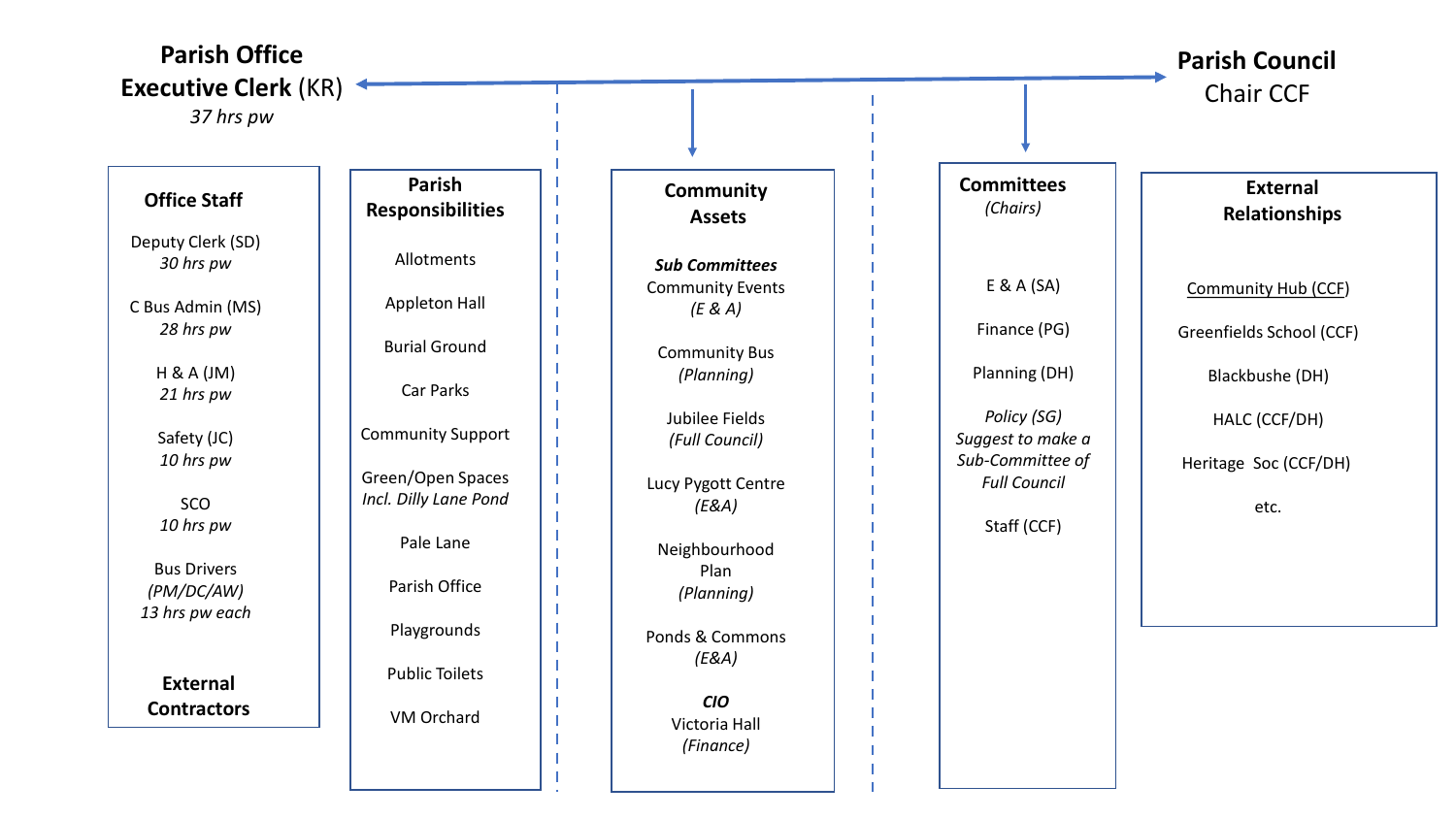**Parish Office**
**Executive Clerk** (KR)
*37 hrs pw*

**Parish Council**
Chair CCF

### Office Staff

Deputy Clerk (SD)
*30 hrs pw*

C Bus Admin (MS)
*28 hrs pw*

H & A (JM)
*21 hrs pw*

Safety (JC)
*10 hrs pw*

SCO
*10 hrs pw*

Bus Drivers
*(PM/DC/AW)*
*13 hrs pw each*

**External Contractors**

### Parish Responsibilities

Allotments

Appleton Hall

Burial Ground

Car Parks

Community Support

Green/Open Spaces
*Incl. Dilly Lane Pond*

Pale Lane

Parish Office

Playgrounds

Public Toilets

VM Orchard

### Community Assets

***Sub Committees***
Community Events
*(E & A)*

Community Bus
*(Planning)*

Jubilee Fields
*(Full Council)*

Lucy Pygott Centre
*(E&A)*

Neighbourhood Plan
*(Planning)*

Ponds & Commons
*(E&A)*

***CIO***
Victoria Hall
*(Finance)*

### Committees
*(Chairs)*

E & A (SA)

Finance (PG)

Planning (DH)

*Policy (SG)*
*Suggest to make a Sub-Committee of Full Council*

Staff (CCF)

### External Relationships

Community Hub (CCF)

Greenfields School (CCF)

Blackbushe (DH)

HALC (CCF/DH)

Heritage Soc (CCF/DH)

etc.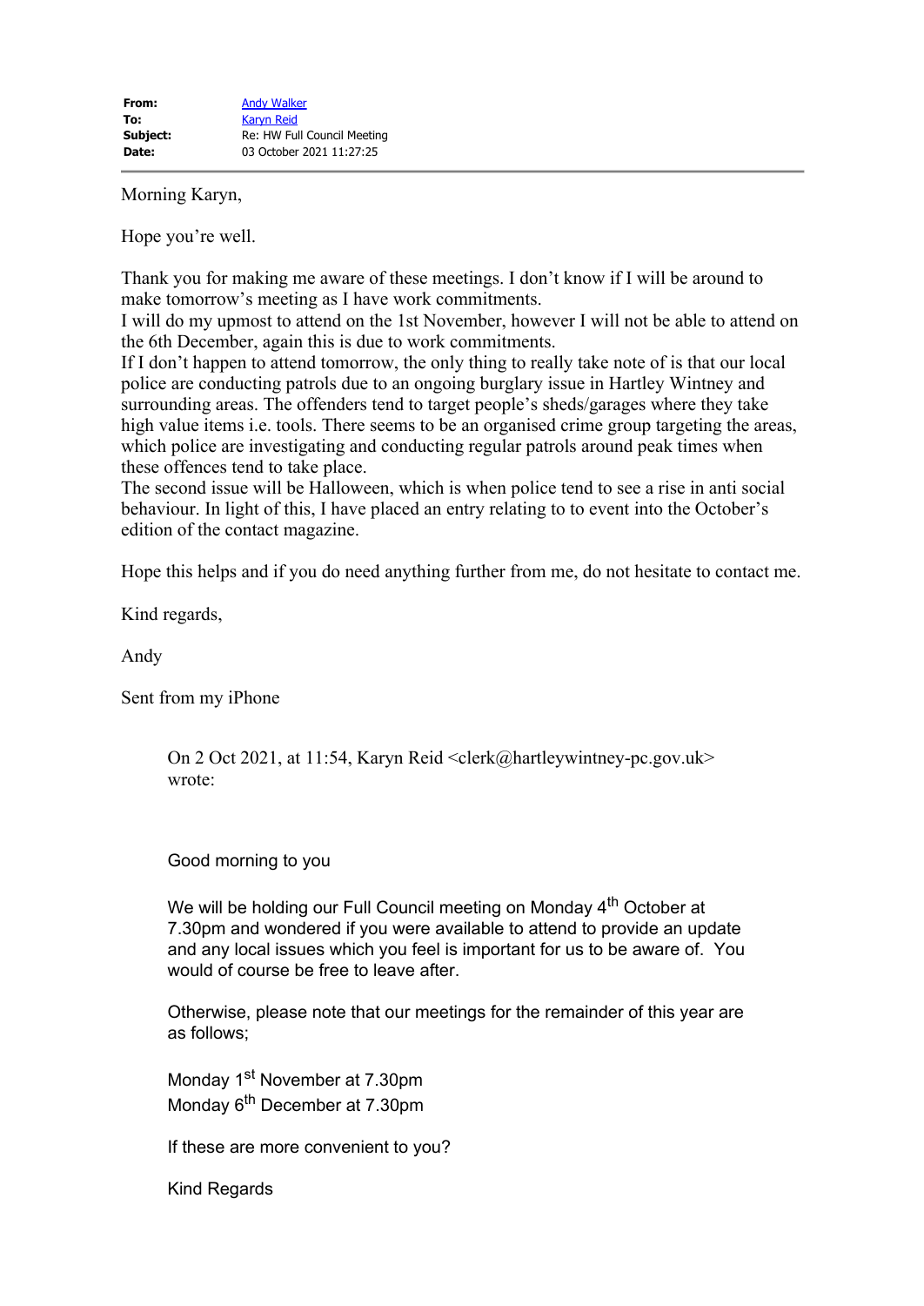**From:** Andy Walker
**To:** Karyn Reid
**Subject:** Re: HW Full Council Meeting
**Date:** 03 October 2021 11:27:25

---

Morning Karyn,

Hope you're well.

Thank you for making me aware of these meetings. I don't know if I will be around to make tomorrow's meeting as I have work commitments.
I will do my upmost to attend on the 1st November, however I will not be able to attend on the 6th December, again this is due to work commitments.
If I don't happen to attend tomorrow, the only thing to really take note of is that our local police are conducting patrols due to an ongoing burglary issue in Hartley Wintney and surrounding areas. The offenders tend to target people's sheds/garages where they take high value items i.e. tools. There seems to be an organised crime group targeting the areas, which police are investigating and conducting regular patrols around peak times when these offences tend to take place.
The second issue will be Halloween, which is when police tend to see a rise in anti social behaviour. In light of this, I have placed an entry relating to to event into the October's edition of the contact magazine.

Hope this helps and if you do need anything further from me, do not hesitate to contact me.

Kind regards,

Andy

Sent from my iPhone

> On 2 Oct 2021, at 11:54, Karyn Reid <clerk@hartleywintney-pc.gov.uk> wrote:
>
> Good morning to you
>
> We will be holding our Full Council meeting on Monday 4th October at 7.30pm and wondered if you were available to attend to provide an update and any local issues which you feel is important for us to be aware of. You would of course be free to leave after.
>
> Otherwise, please note that our meetings for the remainder of this year are as follows;
>
> Monday 1st November at 7.30pm
> Monday 6th December at 7.30pm
>
> If these are more convenient to you?
>
> Kind Regards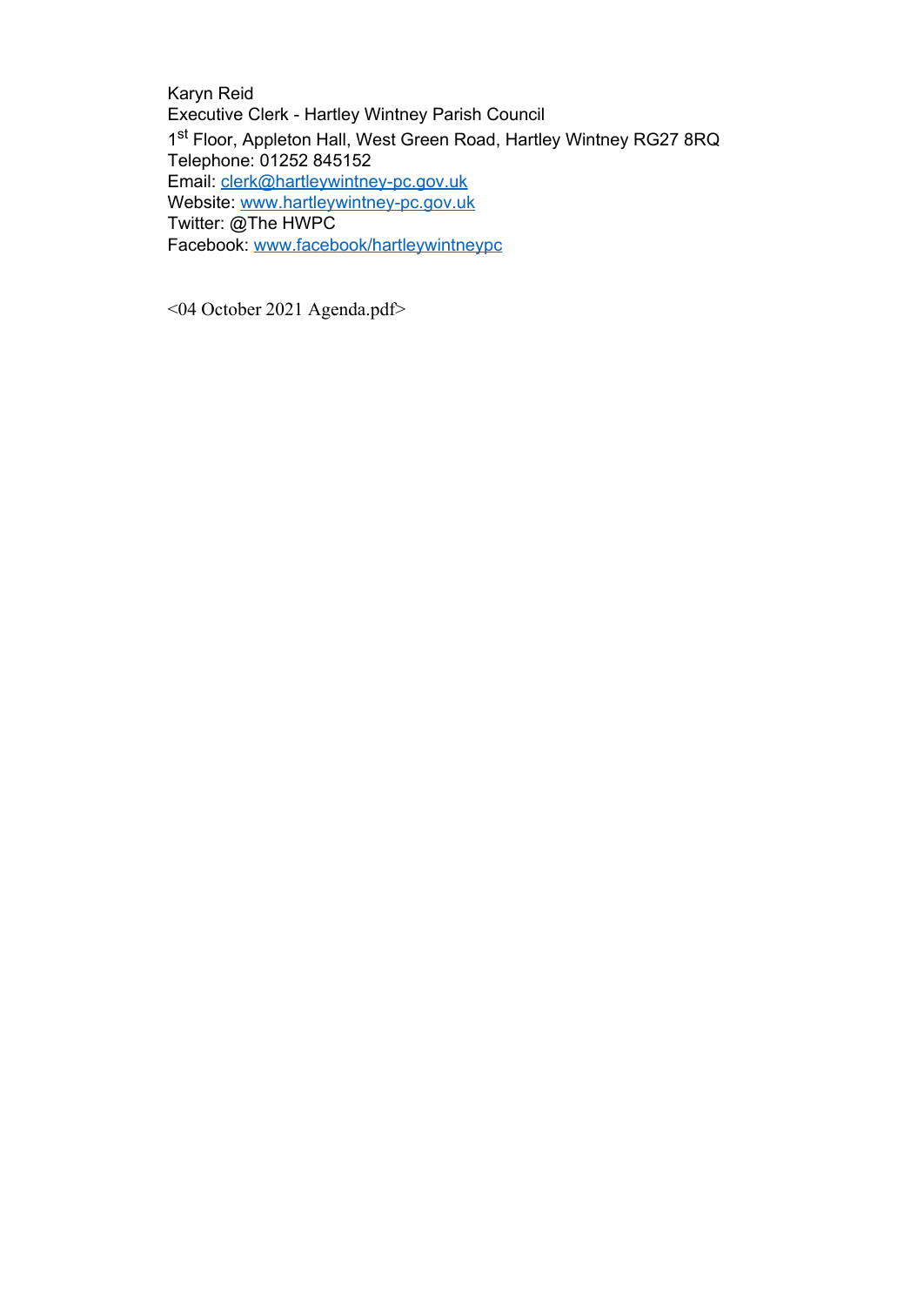Karyn Reid
Executive Clerk - Hartley Wintney Parish Council
1st Floor, Appleton Hall, West Green Road, Hartley Wintney RG27 8RQ
Telephone: 01252 845152
Email: clerk@hartleywintney-pc.gov.uk
Website: www.hartleywintney-pc.gov.uk
Twitter: @The HWPC
Facebook: www.facebook/hartleywintneypc

<04 October 2021 Agenda.pdf>